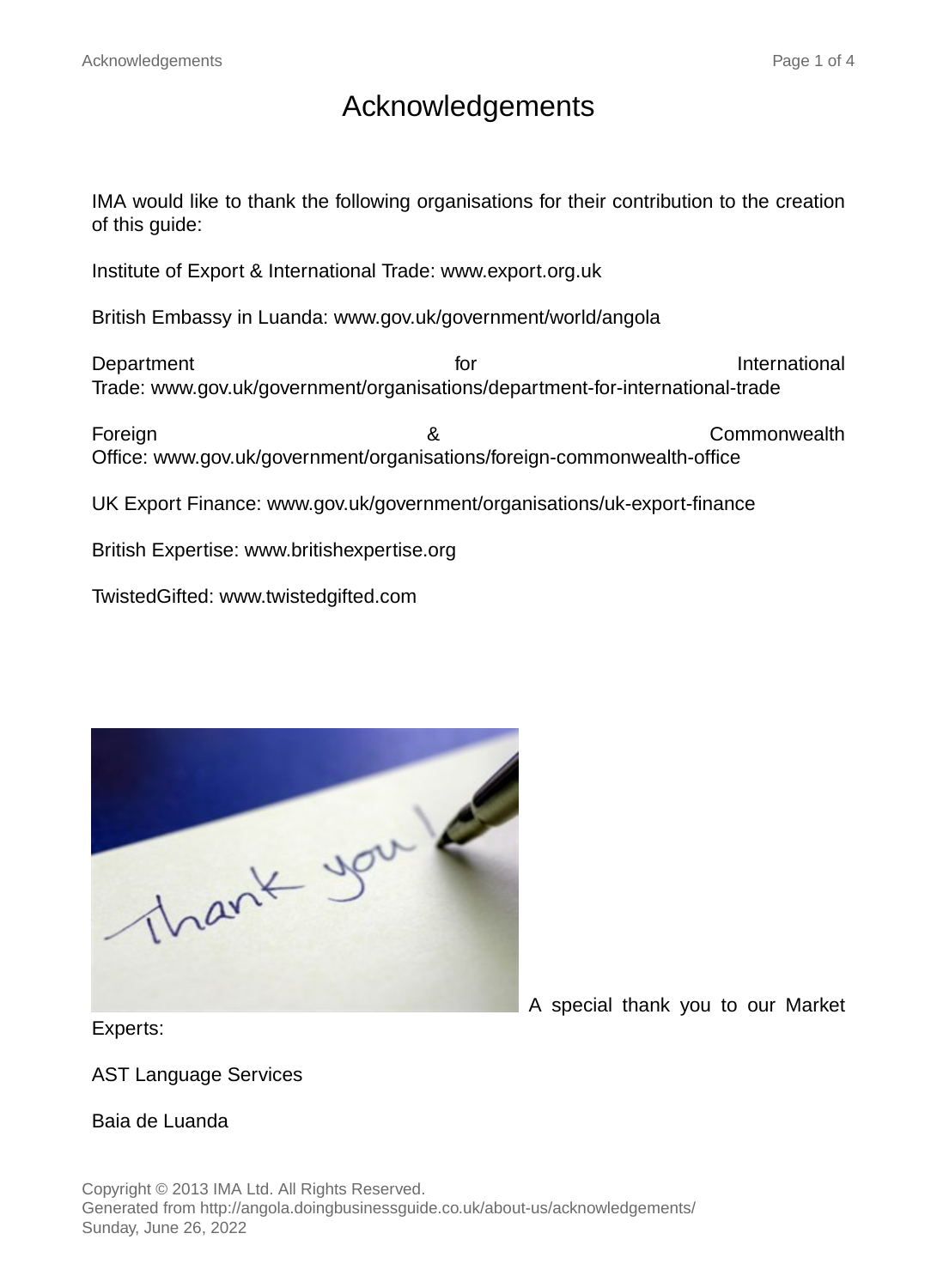# Acknowledgements

IMA would like to thank the following organisations for their contribution to the creation of this guide:

Institute of Export & International Trade: www.export.org.uk

British Embassy in Luanda: www.gov.uk/government/world/angola

Department for International Trade: www.gov.uk/government/organisations/department-for-international-trade

Foreign & Commonwealth Office: www.gov.uk/government/organisations/foreign-commonwealth-office

UK Export Finance: www.gov.uk/government/organisations/uk-export-finance

British Expertise: www.britishexpertise.org

TwistedGifted: www.twistedgifted.com

A special thank you to our Market Experts:

AST Language Services

Baia de Luanda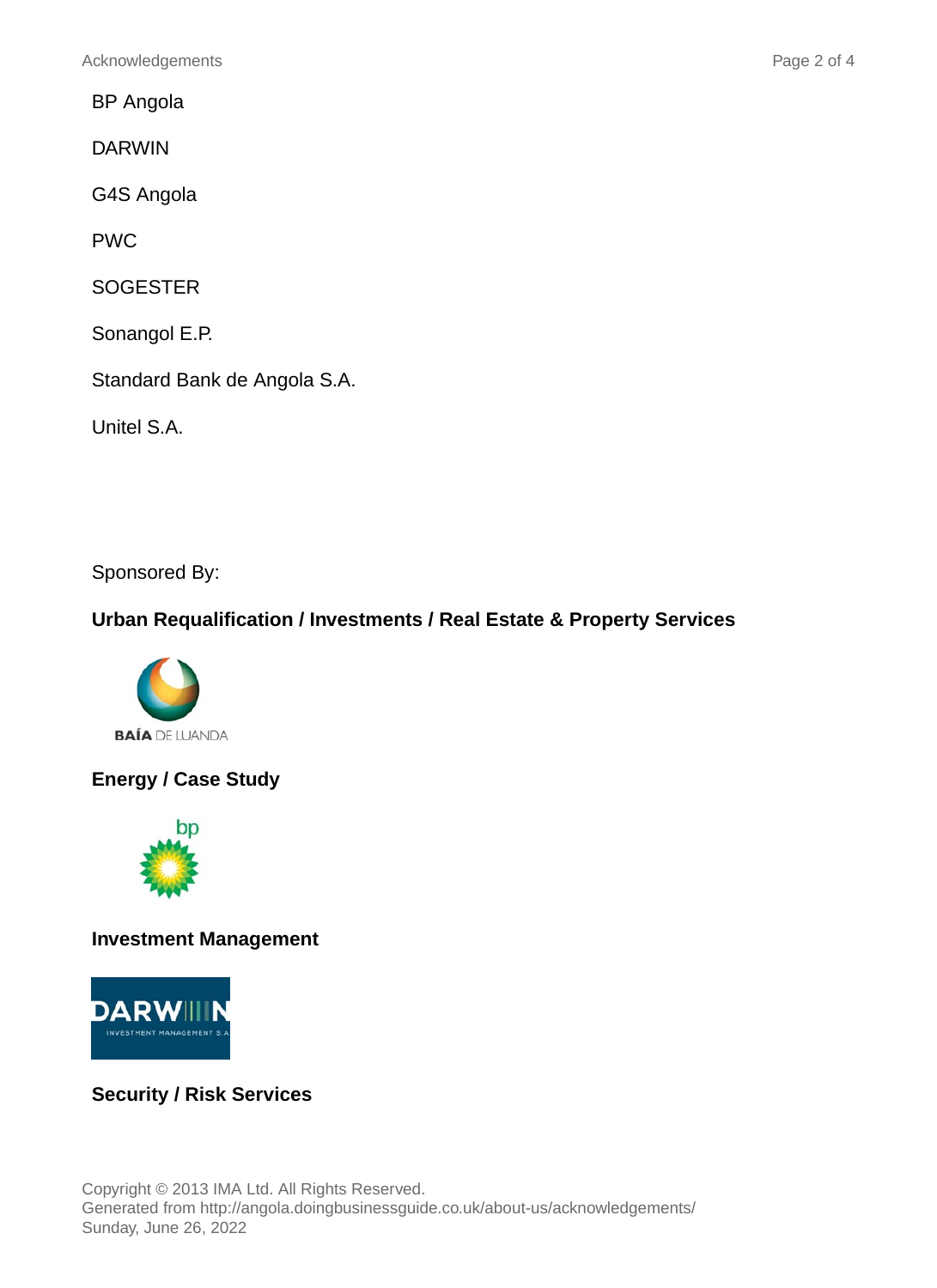BP Angola

DARWIN

G4S Angola

PWC

SOGESTER

Sonangol E.P.

Standard Bank de Angola S.A.

Unitel S.A.

Sponsored By:

**Urban Requalification / Investments / Real Estate & Property Services**

**Energy / Case Study**

**Investment Management**

**Security / Risk Services**

Copyright © 2013 IMA Ltd. All Rights Reserved.
Generated from http://angola.doingbusinessguide.co.uk/about-us/acknowledgements/
Sunday, June 26, 2022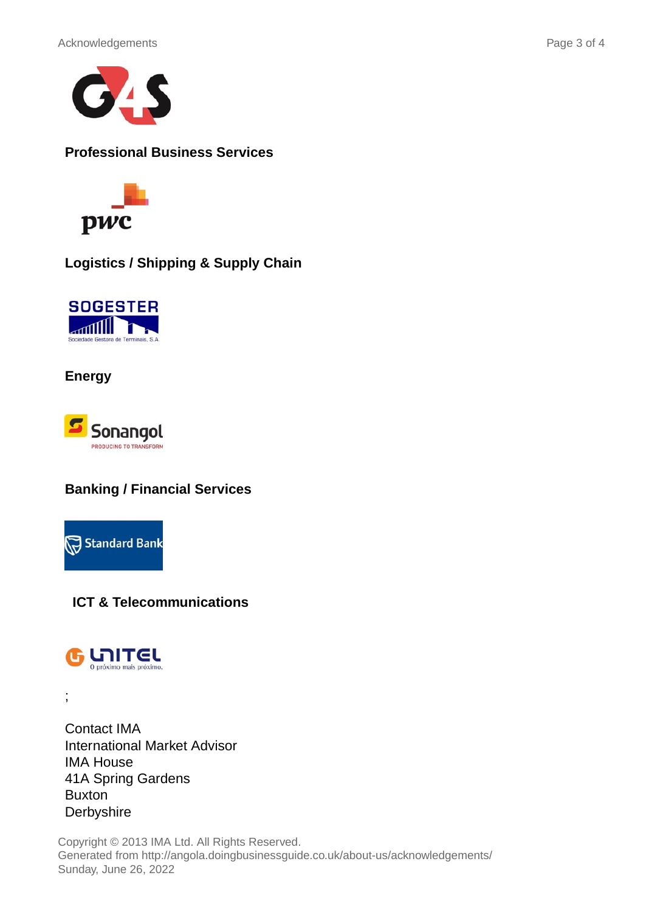G4S

**Professional Business Services**

pwc

**Logistics / Shipping & Supply Chain**

SOGESTER
Sociedade Gestora de Terminais, S.A.

**Energy**

Sonangol
PRODUCING TO TRANSFORM

**Banking / Financial Services**

Standard Bank

**ICT & Telecommunications**

UNITEL
O próximo mais próximo.

;

Contact IMA
International Market Advisor
IMA House
41A Spring Gardens
Buxton
Derbyshire

Copyright © 2013 IMA Ltd. All Rights Reserved.
Generated from http://angola.doingbusinessguide.co.uk/about-us/acknowledgements/
Sunday, June 26, 2022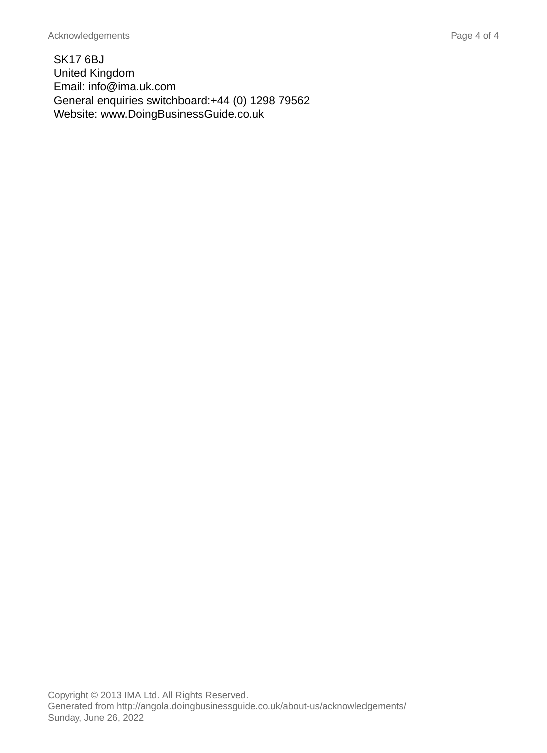SK17 6BJ
United Kingdom
Email: info@ima.uk.com
General enquiries switchboard:+44 (0) 1298 79562
Website: www.DoingBusinessGuide.co.uk